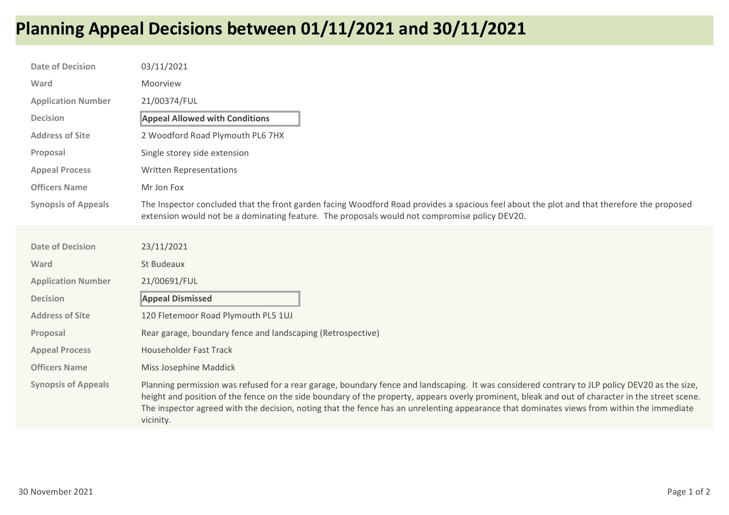# Planning Appeal Decisions between 01/11/2021 and 30/11/2021

| | |
|---|---|
| **Date of Decision** | 03/11/2021 |
| **Ward** | Moorview |
| **Application Number** | 21/00374/FUL |
| **Decision** | **Appeal Allowed with Conditions** |
| **Address of Site** | 2 Woodford Road Plymouth PL6 7HX |
| **Proposal** | Single storey side extension |
| **Appeal Process** | Written Representations |
| **Officers Name** | Mr Jon Fox |
| **Synopsis of Appeals** | The Inspector concluded that the front garden facing Woodford Road provides a spacious feel about the plot and that therefore the proposed extension would not be a dominating feature. The proposals would not compromise policy DEV20. |

| | |
|---|---|
| **Date of Decision** | 23/11/2021 |
| **Ward** | St Budeaux |
| **Application Number** | 21/00691/FUL |
| **Decision** | **Appeal Dismissed** |
| **Address of Site** | 120 Fletemoor Road Plymouth PL5 1UJ |
| **Proposal** | Rear garage, boundary fence and landscaping (Retrospective) |
| **Appeal Process** | Householder Fast Track |
| **Officers Name** | Miss Josephine Maddick |
| **Synopsis of Appeals** | Planning permission was refused for a rear garage, boundary fence and landscaping. It was considered contrary to JLP policy DEV20 as the size, height and position of the fence on the side boundary of the property, appears overly prominent, bleak and out of character in the street scene. The inspector agreed with the decision, noting that the fence has an unrelenting appearance that dominates views from within the immediate vicinity. |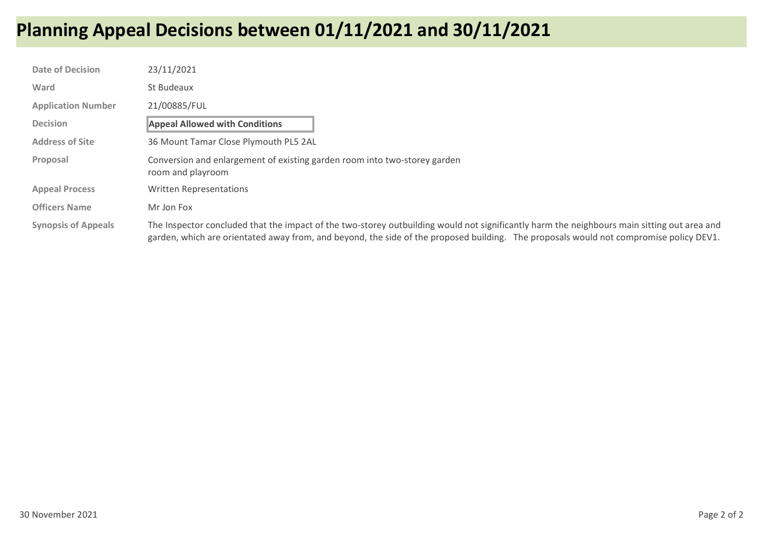# Planning Appeal Decisions between 01/11/2021 and 30/11/2021

| | |
|---|---|
| **Date of Decision** | 23/11/2021 |
| **Ward** | St Budeaux |
| **Application Number** | 21/00885/FUL |
| **Decision** | **Appeal Allowed with Conditions** |
| **Address of Site** | 36 Mount Tamar Close Plymouth PL5 2AL |
| **Proposal** | Conversion and enlargement of existing garden room into two-storey garden room and playroom |
| **Appeal Process** | Written Representations |
| **Officers Name** | Mr Jon Fox |
| **Synopsis of Appeals** | The Inspector concluded that the impact of the two-storey outbuilding would not significantly harm the neighbours main sitting out area and garden, which are orientated away from, and beyond, the side of the proposed building. The proposals would not compromise policy DEV1. |

30 November 2021